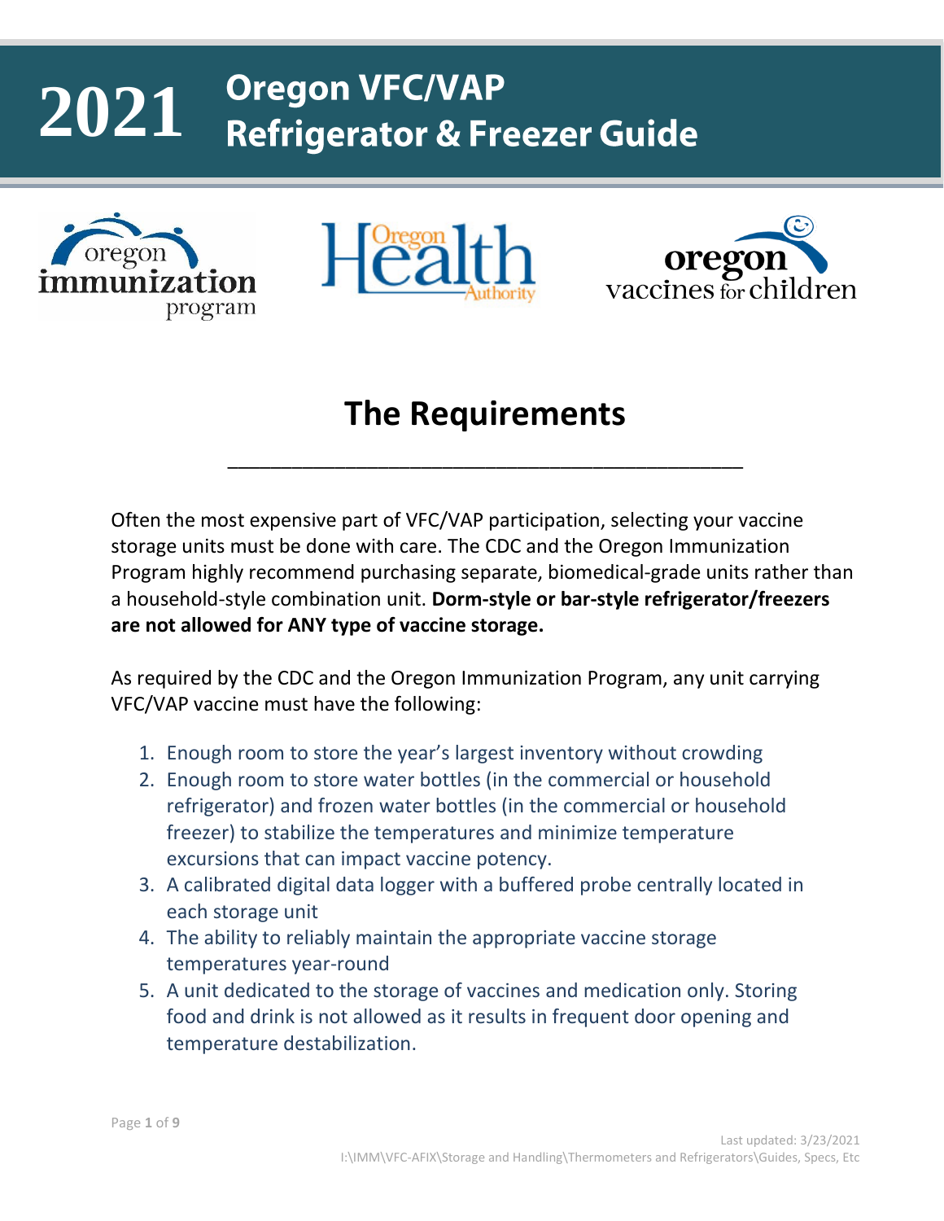# 2021 Oregon VFC/VAP Refrigerator & Freezer Guide

## The Requirements

Often the most expensive part of VFC/VAP participation, selecting your vaccine storage units must be done with care. The CDC and the Oregon Immunization Program highly recommend purchasing separate, biomedical-grade units rather than a household-style combination unit. **Dorm-style or bar-style refrigerator/freezers are not allowed for ANY type of vaccine storage.**

As required by the CDC and the Oregon Immunization Program, any unit carrying VFC/VAP vaccine must have the following:

1. Enough room to store the year's largest inventory without crowding
2. Enough room to store water bottles (in the commercial or household refrigerator) and frozen water bottles (in the commercial or household freezer) to stabilize the temperatures and minimize temperature excursions that can impact vaccine potency.
3. A calibrated digital data logger with a buffered probe centrally located in each storage unit
4. The ability to reliably maintain the appropriate vaccine storage temperatures year-round
5. A unit dedicated to the storage of vaccines and medication only. Storing food and drink is not allowed as it results in frequent door opening and temperature destabilization.

Last updated: 3/23/2021
I:\IMM\VFC-AFIX\Storage and Handling\Thermometers and Refrigerators\Guides, Specs, Etc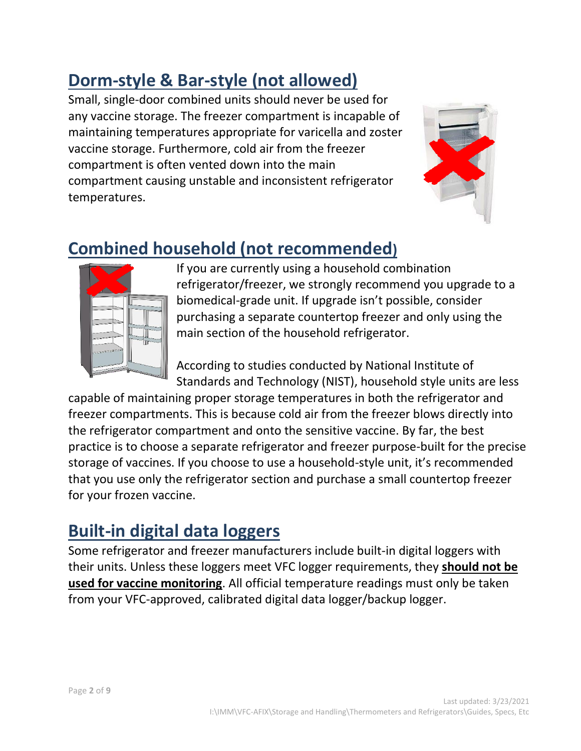## Dorm-style & Bar-style (not allowed)

Small, single-door combined units should never be used for any vaccine storage. The freezer compartment is incapable of maintaining temperatures appropriate for varicella and zoster vaccine storage. Furthermore, cold air from the freezer compartment is often vented down into the main compartment causing unstable and inconsistent refrigerator temperatures.

## Combined household (not recommended)

If you are currently using a household combination refrigerator/freezer, we strongly recommend you upgrade to a biomedical-grade unit. If upgrade isn't possible, consider purchasing a separate countertop freezer and only using the main section of the household refrigerator.

According to studies conducted by National Institute of Standards and Technology (NIST), household style units are less capable of maintaining proper storage temperatures in both the refrigerator and freezer compartments. This is because cold air from the freezer blows directly into the refrigerator compartment and onto the sensitive vaccine. By far, the best practice is to choose a separate refrigerator and freezer purpose-built for the precise storage of vaccines. If you choose to use a household-style unit, it's recommended that you use only the refrigerator section and purchase a small countertop freezer for your frozen vaccine.

## Built-in digital data loggers

Some refrigerator and freezer manufacturers include built-in digital loggers with their units. Unless these loggers meet VFC logger requirements, they **should not be used for vaccine monitoring**. All official temperature readings must only be taken from your VFC-approved, calibrated digital data logger/backup logger.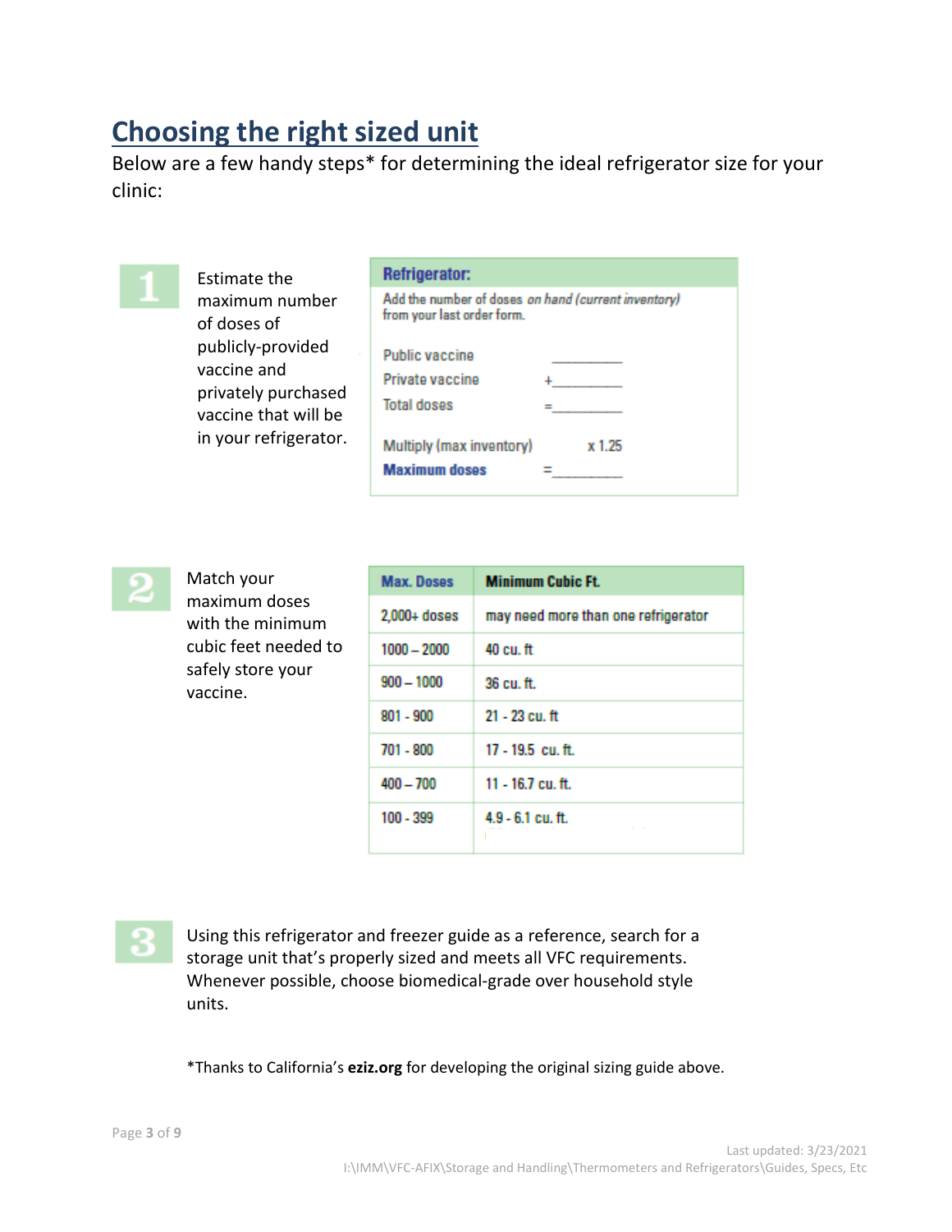## Choosing the right sized unit

Below are a few handy steps* for determining the ideal refrigerator size for your clinic:

**1** Estimate the maximum number of doses of publicly-provided vaccine and privately purchased vaccine that will be in your refrigerator.

| **Refrigerator:** | |
|---|---|
| Add the number of doses *on hand (current inventory)* from your last order form. | |
| Public vaccine | ________ |
| Private vaccine | +________ |
| Total doses | =________ |
| Multiply (max inventory) | x 1.25 |
| **Maximum doses** | =________ |

**2** Match your maximum doses with the minimum cubic feet needed to safely store your vaccine.

| Max. Doses | Minimum Cubic Ft. |
|---|---|
| 2,000+ doses | may need more than one refrigerator |
| 1000 – 2000 | 40 cu. ft |
| 900 – 1000 | 36 cu. ft. |
| 801 - 900 | 21 - 23 cu. ft |
| 701 - 800 | 17 - 19.5 cu. ft. |
| 400 – 700 | 11 - 16.7 cu. ft. |
| 100 - 399 | 4.9 - 6.1 cu. ft. |

**3** Using this refrigerator and freezer guide as a reference, search for a storage unit that's properly sized and meets all VFC requirements. Whenever possible, choose biomedical-grade over household style units.

*Thanks to California's **eziz.org** for developing the original sizing guide above.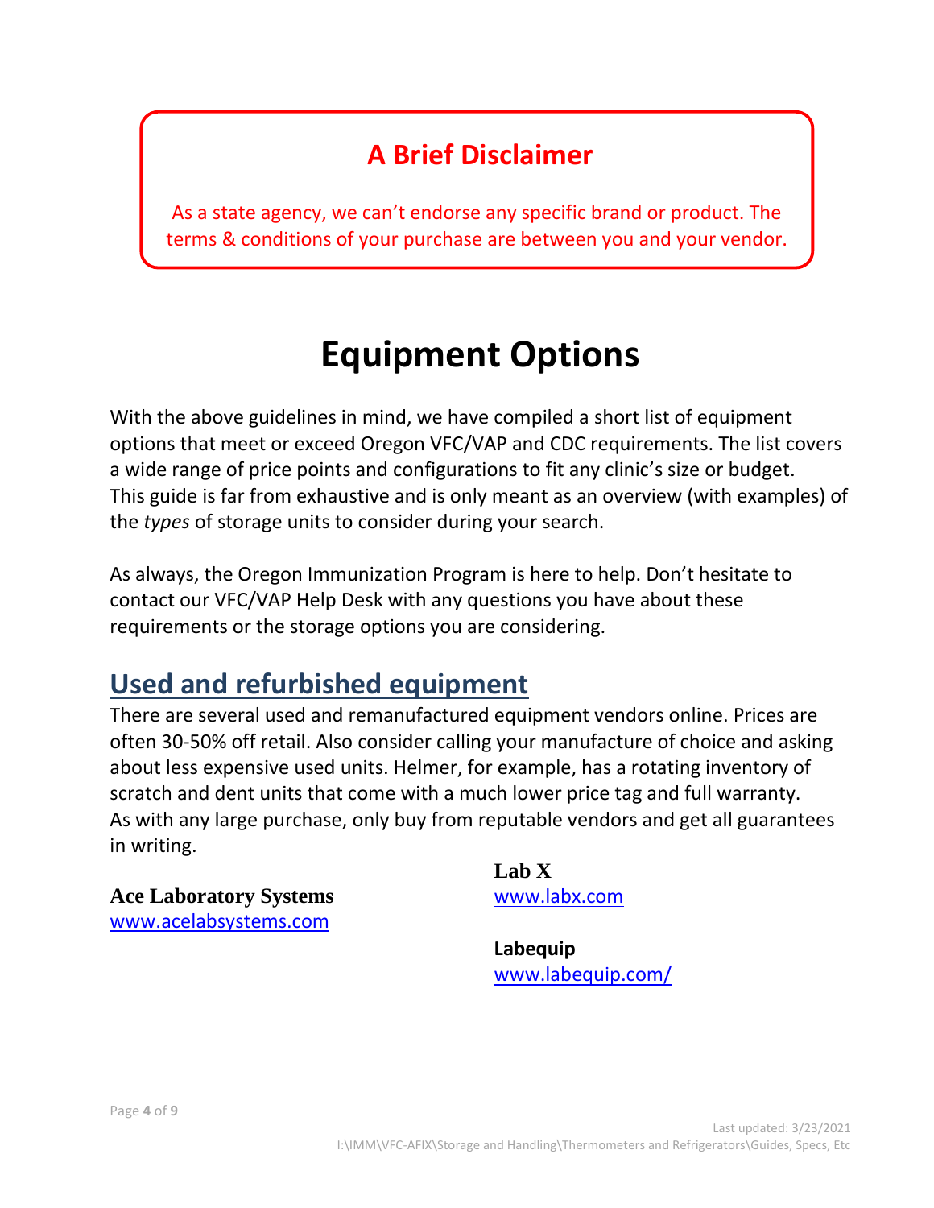## A Brief Disclaimer

As a state agency, we can't endorse any specific brand or product. The terms & conditions of your purchase are between you and your vendor.

# Equipment Options

With the above guidelines in mind, we have compiled a short list of equipment options that meet or exceed Oregon VFC/VAP and CDC requirements. The list covers a wide range of price points and configurations to fit any clinic's size or budget. This guide is far from exhaustive and is only meant as an overview (with examples) of the *types* of storage units to consider during your search.

As always, the Oregon Immunization Program is here to help. Don't hesitate to contact our VFC/VAP Help Desk with any questions you have about these requirements or the storage options you are considering.

## Used and refurbished equipment

There are several used and remanufactured equipment vendors online. Prices are often 30-50% off retail. Also consider calling your manufacture of choice and asking about less expensive used units. Helmer, for example, has a rotating inventory of scratch and dent units that come with a much lower price tag and full warranty. As with any large purchase, only buy from reputable vendors and get all guarantees in writing.

**Ace Laboratory Systems**
www.acelabsystems.com

**Lab X**
www.labx.com

**Labequip**
www.labequip.com/

Last updated: 3/23/2021
I:\IMM\VFC-AFIX\Storage and Handling\Thermometers and Refrigerators\Guides, Specs, Etc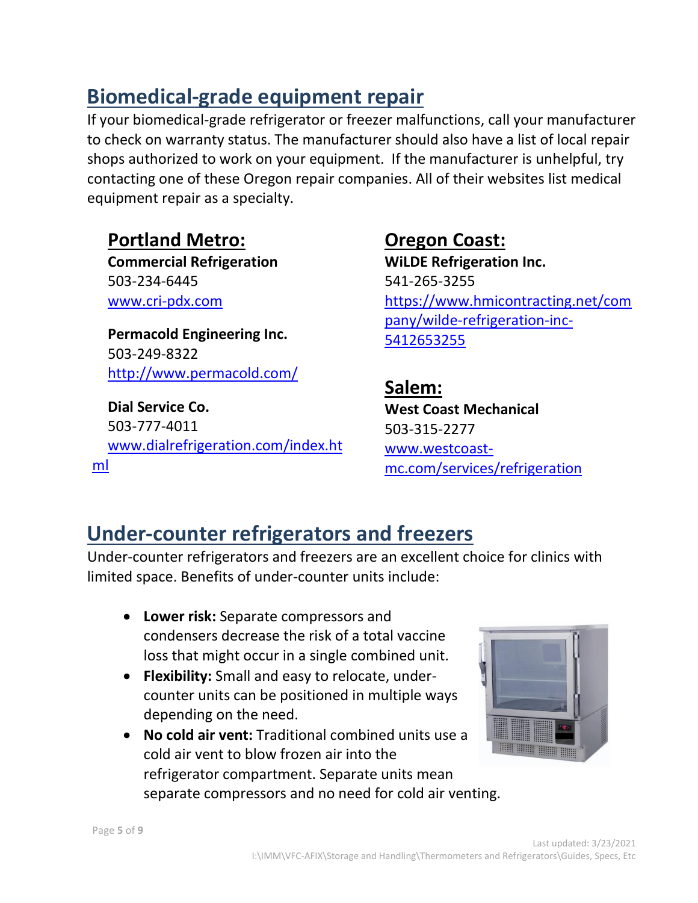## Biomedical-grade equipment repair

If your biomedical-grade refrigerator or freezer malfunctions, call your manufacturer to check on warranty status. The manufacturer should also have a list of local repair shops authorized to work on your equipment. If the manufacturer is unhelpful, try contacting one of these Oregon repair companies. All of their websites list medical equipment repair as a specialty.

### Portland Metro:

**Commercial Refrigeration**
503-234-6445
www.cri-pdx.com

**Permacold Engineering Inc.**
503-249-8322
http://www.permacold.com/

**Dial Service Co.**
503-777-4011
www.dialrefrigeration.com/index.html

### Oregon Coast:

**WiLDE Refrigeration Inc.**
541-265-3255
https://www.hmicontracting.net/company/wilde-refrigeration-inc-5412653255

### Salem:

**West Coast Mechanical**
503-315-2277
www.westcoast-mc.com/services/refrigeration

## Under-counter refrigerators and freezers

Under-counter refrigerators and freezers are an excellent choice for clinics with limited space. Benefits of under-counter units include:

- **Lower risk:** Separate compressors and condensers decrease the risk of a total vaccine loss that might occur in a single combined unit.
- **Flexibility:** Small and easy to relocate, under-counter units can be positioned in multiple ways depending on the need.
- **No cold air vent:** Traditional combined units use a cold air vent to blow frozen air into the refrigerator compartment. Separate units mean separate compressors and no need for cold air venting.

Last updated: 3/23/2021
I:\IMM\VFC-AFIX\Storage and Handling\Thermometers and Refrigerators\Guides, Specs, Etc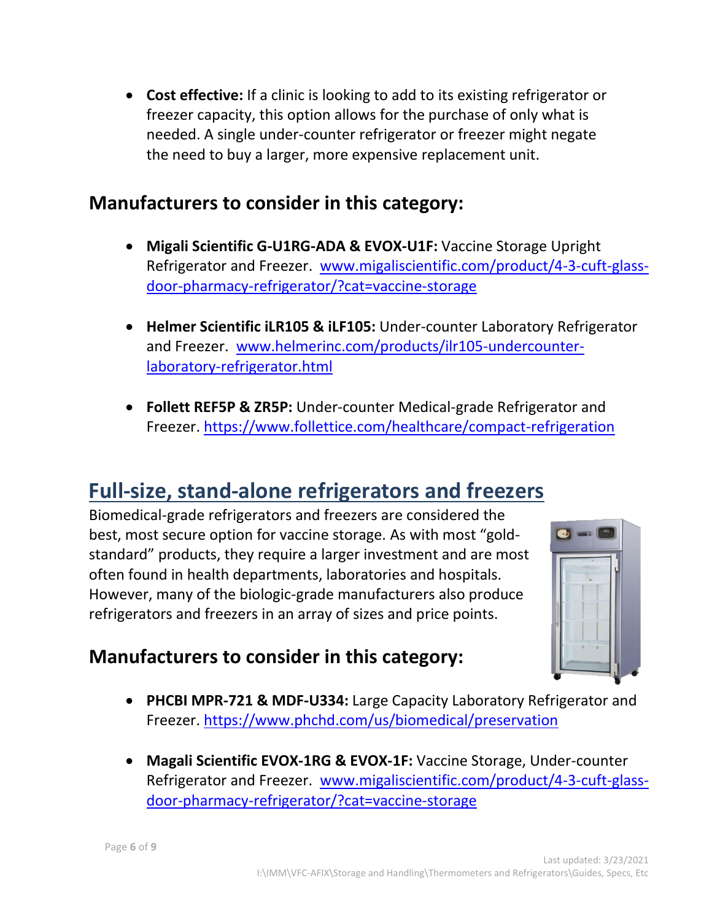- **Cost effective:** If a clinic is looking to add to its existing refrigerator or freezer capacity, this option allows for the purchase of only what is needed. A single under-counter refrigerator or freezer might negate the need to buy a larger, more expensive replacement unit.

## Manufacturers to consider in this category:

- **Migali Scientific G-U1RG-ADA & EVOX-U1F:** Vaccine Storage Upright Refrigerator and Freezer. [www.migaliscientific.com/product/4-3-cuft-glass-door-pharmacy-refrigerator/?cat=vaccine-storage](www.migaliscientific.com/product/4-3-cuft-glass-door-pharmacy-refrigerator/?cat=vaccine-storage)

- **Helmer Scientific iLR105 & iLF105:** Under-counter Laboratory Refrigerator and Freezer. [www.helmerinc.com/products/ilr105-undercounter-laboratory-refrigerator.html](www.helmerinc.com/products/ilr105-undercounter-laboratory-refrigerator.html)

- **Follett REF5P & ZR5P:** Under-counter Medical-grade Refrigerator and Freezer. [https://www.follettice.com/healthcare/compact-refrigeration](https://www.follettice.com/healthcare/compact-refrigeration)

# Full-size, stand-alone refrigerators and freezers

Biomedical-grade refrigerators and freezers are considered the best, most secure option for vaccine storage. As with most "gold-standard" products, they require a larger investment and are most often found in health departments, laboratories and hospitals. However, many of the biologic-grade manufacturers also produce refrigerators and freezers in an array of sizes and price points.

## Manufacturers to consider in this category:

- **PHCBI MPR-721 & MDF-U334:** Large Capacity Laboratory Refrigerator and Freezer. [https://www.phchd.com/us/biomedical/preservation](https://www.phchd.com/us/biomedical/preservation)

- **Magali Scientific EVOX-1RG & EVOX-1F:** Vaccine Storage, Under-counter Refrigerator and Freezer. [www.migaliscientific.com/product/4-3-cuft-glass-door-pharmacy-refrigerator/?cat=vaccine-storage](www.migaliscientific.com/product/4-3-cuft-glass-door-pharmacy-refrigerator/?cat=vaccine-storage)

Last updated: 3/23/2021
I:\IMM\VFC-AFIX\Storage and Handling\Thermometers and Refrigerators\Guides, Specs, Etc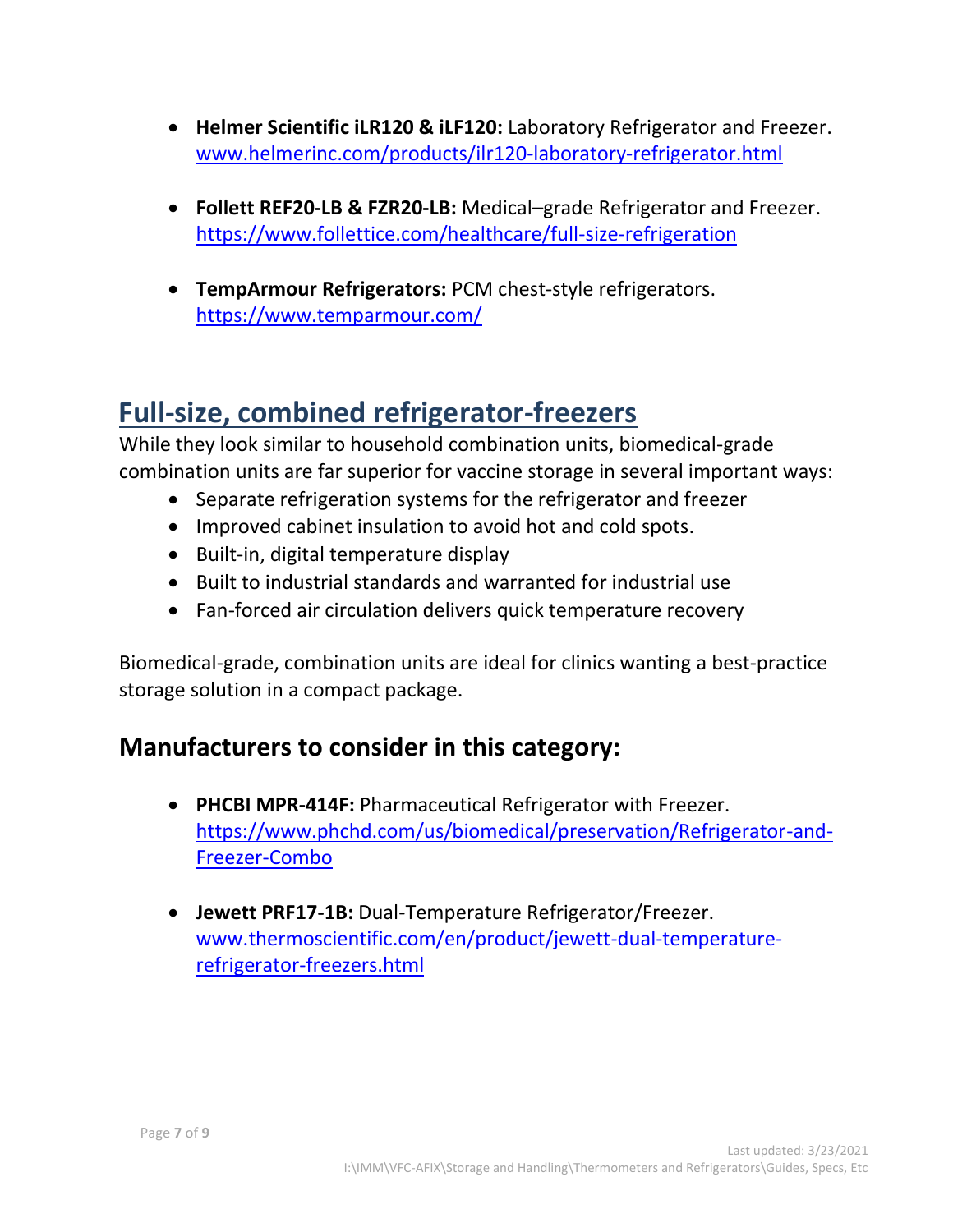- **Helmer Scientific iLR120 & iLF120:** Laboratory Refrigerator and Freezer. [www.helmerinc.com/products/ilr120-laboratory-refrigerator.html](www.helmerinc.com/products/ilr120-laboratory-refrigerator.html)

- **Follett REF20-LB & FZR20-LB:** Medical–grade Refrigerator and Freezer. [https://www.follettice.com/healthcare/full-size-refrigeration](https://www.follettice.com/healthcare/full-size-refrigeration)

- **TempArmour Refrigerators:** PCM chest-style refrigerators. [https://www.temparmour.com/](https://www.temparmour.com/)

## Full-size, combined refrigerator-freezers

While they look similar to household combination units, biomedical-grade combination units are far superior for vaccine storage in several important ways:

- Separate refrigeration systems for the refrigerator and freezer
- Improved cabinet insulation to avoid hot and cold spots.
- Built-in, digital temperature display
- Built to industrial standards and warranted for industrial use
- Fan-forced air circulation delivers quick temperature recovery

Biomedical-grade, combination units are ideal for clinics wanting a best-practice storage solution in a compact package.

### Manufacturers to consider in this category:

- **PHCBI MPR-414F:** Pharmaceutical Refrigerator with Freezer. [https://www.phchd.com/us/biomedical/preservation/Refrigerator-and-Freezer-Combo](https://www.phchd.com/us/biomedical/preservation/Refrigerator-and-Freezer-Combo)

- **Jewett PRF17-1B:** Dual-Temperature Refrigerator/Freezer. [www.thermoscientific.com/en/product/jewett-dual-temperature-refrigerator-freezers.html](www.thermoscientific.com/en/product/jewett-dual-temperature-refrigerator-freezers.html)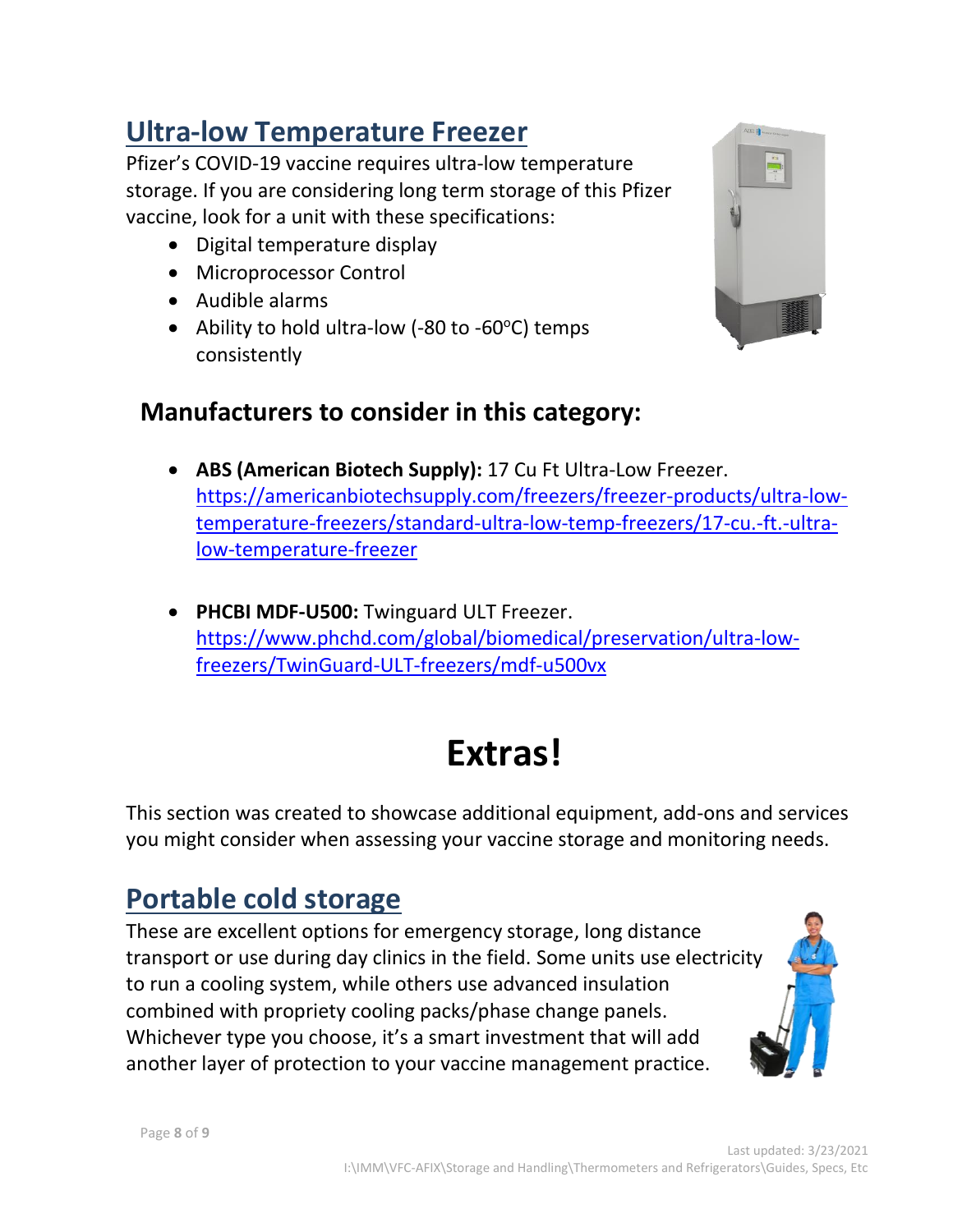## Ultra-low Temperature Freezer

Pfizer's COVID-19 vaccine requires ultra-low temperature storage. If you are considering long term storage of this Pfizer vaccine, look for a unit with these specifications:

- Digital temperature display
- Microprocessor Control
- Audible alarms
- Ability to hold ultra-low (-80 to -60ºC) temps consistently

### Manufacturers to consider in this category:

- **ABS (American Biotech Supply):** 17 Cu Ft Ultra-Low Freezer. https://americanbiotechsupply.com/freezers/freezer-products/ultra-low-temperature-freezers/standard-ultra-low-temp-freezers/17-cu.-ft.-ultra-low-temperature-freezer

- **PHCBI MDF-U500:** Twinguard ULT Freezer. https://www.phchd.com/global/biomedical/preservation/ultra-low-freezers/TwinGuard-ULT-freezers/mdf-u500vx

# Extras!

This section was created to showcase additional equipment, add-ons and services you might consider when assessing your vaccine storage and monitoring needs.

## Portable cold storage

These are excellent options for emergency storage, long distance transport or use during day clinics in the field. Some units use electricity to run a cooling system, while others use advanced insulation combined with propriety cooling packs/phase change panels. Whichever type you choose, it's a smart investment that will add another layer of protection to your vaccine management practice.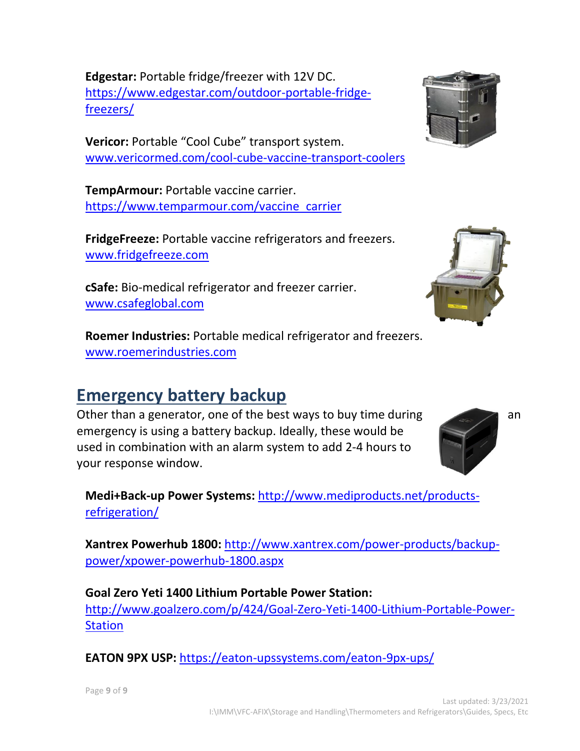**Edgestar:** Portable fridge/freezer with 12V DC. https://www.edgestar.com/outdoor-portable-fridge-freezers/

**Vericor:** Portable "Cool Cube" transport system. www.vericormed.com/cool-cube-vaccine-transport-coolers

**TempArmour:** Portable vaccine carrier. https://www.temparmour.com/vaccine_carrier

**FridgeFreeze:** Portable vaccine refrigerators and freezers. www.fridgefreeze.com

**cSafe:** Bio-medical refrigerator and freezer carrier. www.csafeglobal.com

**Roemer Industries:** Portable medical refrigerator and freezers. www.roemerindustries.com

## Emergency battery backup

Other than a generator, one of the best ways to buy time during an emergency is using a battery backup. Ideally, these would be used in combination with an alarm system to add 2-4 hours to your response window.

**Medi+Back-up Power Systems:** http://www.mediproducts.net/products-refrigeration/

**Xantrex Powerhub 1800:** http://www.xantrex.com/power-products/backup-power/xpower-powerhub-1800.aspx

**Goal Zero Yeti 1400 Lithium Portable Power Station:** http://www.goalzero.com/p/424/Goal-Zero-Yeti-1400-Lithium-Portable-Power-Station

**EATON 9PX USP:** https://eaton-upssystems.com/eaton-9px-ups/